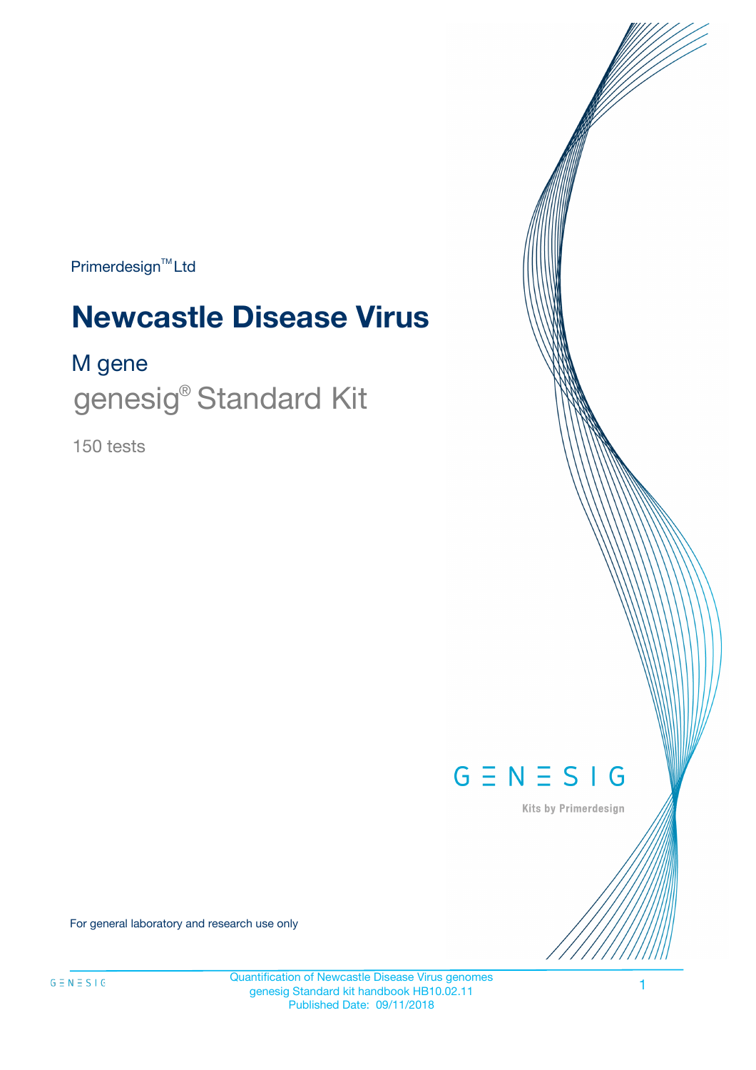Primerdesign™ Ltd

# Newcastle Disease Virus

## M gene

genesig® Standard Kit

150 tests

GENESIG

Kits by Primerdesign

For general laboratory and research use only

Quantification of Newcastle Disease Virus genomes
genesig Standard kit handbook HB10.02.11
Published Date: 09/11/2018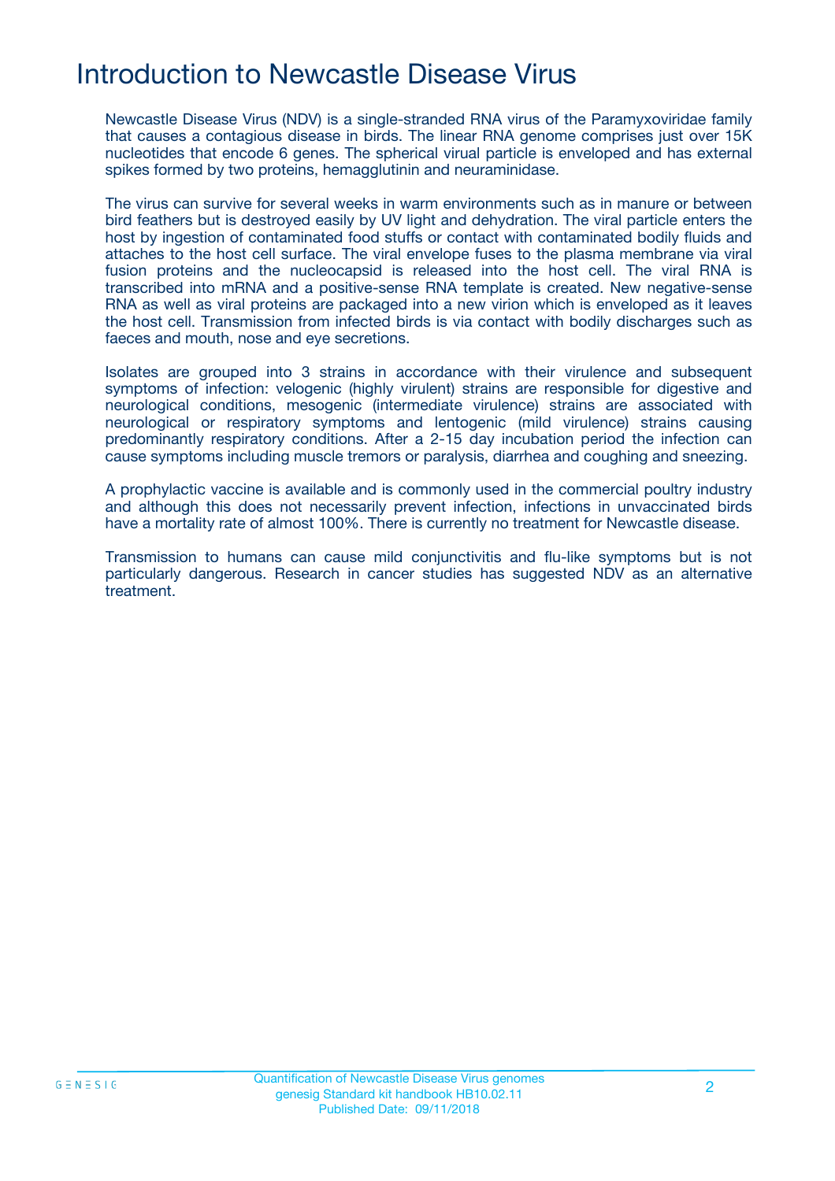# Introduction to Newcastle Disease Virus

Newcastle Disease Virus (NDV) is a single-stranded RNA virus of the Paramyxoviridae family that causes a contagious disease in birds. The linear RNA genome comprises just over 15K nucleotides that encode 6 genes. The spherical virual particle is enveloped and has external spikes formed by two proteins, hemagglutinin and neuraminidase.

The virus can survive for several weeks in warm environments such as in manure or between bird feathers but is destroyed easily by UV light and dehydration. The viral particle enters the host by ingestion of contaminated food stuffs or contact with contaminated bodily fluids and attaches to the host cell surface. The viral envelope fuses to the plasma membrane via viral fusion proteins and the nucleocapsid is released into the host cell. The viral RNA is transcribed into mRNA and a positive-sense RNA template is created. New negative-sense RNA as well as viral proteins are packaged into a new virion which is enveloped as it leaves the host cell. Transmission from infected birds is via contact with bodily discharges such as faeces and mouth, nose and eye secretions.

Isolates are grouped into 3 strains in accordance with their virulence and subsequent symptoms of infection: velogenic (highly virulent) strains are responsible for digestive and neurological conditions, mesogenic (intermediate virulence) strains are associated with neurological or respiratory symptoms and lentogenic (mild virulence) strains causing predominantly respiratory conditions. After a 2-15 day incubation period the infection can cause symptoms including muscle tremors or paralysis, diarrhea and coughing and sneezing.

A prophylactic vaccine is available and is commonly used in the commercial poultry industry and although this does not necessarily prevent infection, infections in unvaccinated birds have a mortality rate of almost 100%. There is currently no treatment for Newcastle disease.

Transmission to humans can cause mild conjunctivitis and flu-like symptoms but is not particularly dangerous. Research in cancer studies has suggested NDV as an alternative treatment.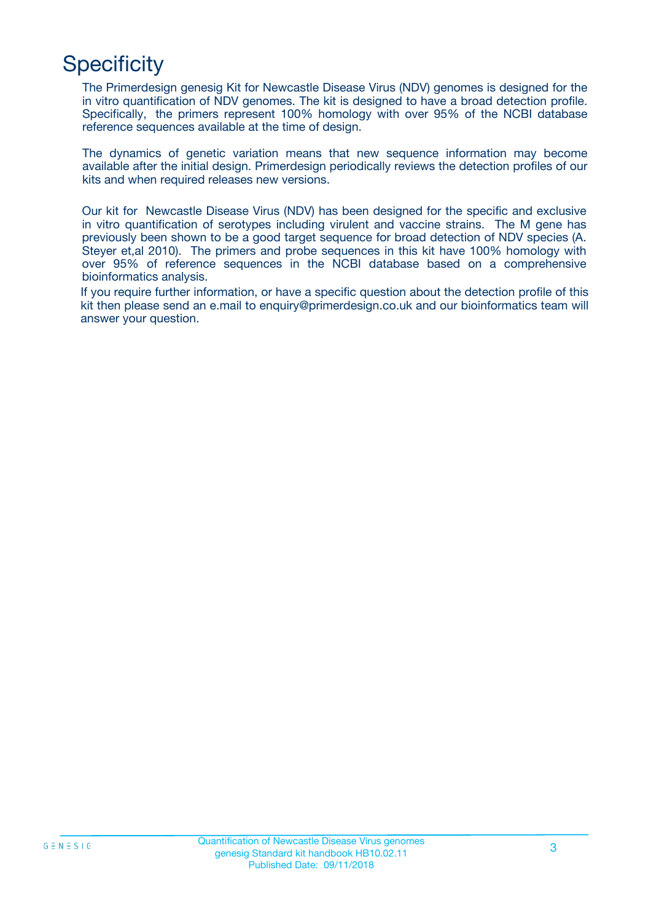# Specificity

The Primerdesign genesig Kit for Newcastle Disease Virus (NDV) genomes is designed for the in vitro quantification of NDV genomes. The kit is designed to have a broad detection profile. Specifically, the primers represent 100% homology with over 95% of the NCBI database reference sequences available at the time of design.

The dynamics of genetic variation means that new sequence information may become available after the initial design. Primerdesign periodically reviews the detection profiles of our kits and when required releases new versions.

Our kit for Newcastle Disease Virus (NDV) has been designed for the specific and exclusive in vitro quantification of serotypes including virulent and vaccine strains. The M gene has previously been shown to be a good target sequence for broad detection of NDV species (A. Steyer et,al 2010). The primers and probe sequences in this kit have 100% homology with over 95% of reference sequences in the NCBI database based on a comprehensive bioinformatics analysis.

If you require further information, or have a specific question about the detection profile of this kit then please send an e.mail to enquiry@primerdesign.co.uk and our bioinformatics team will answer your question.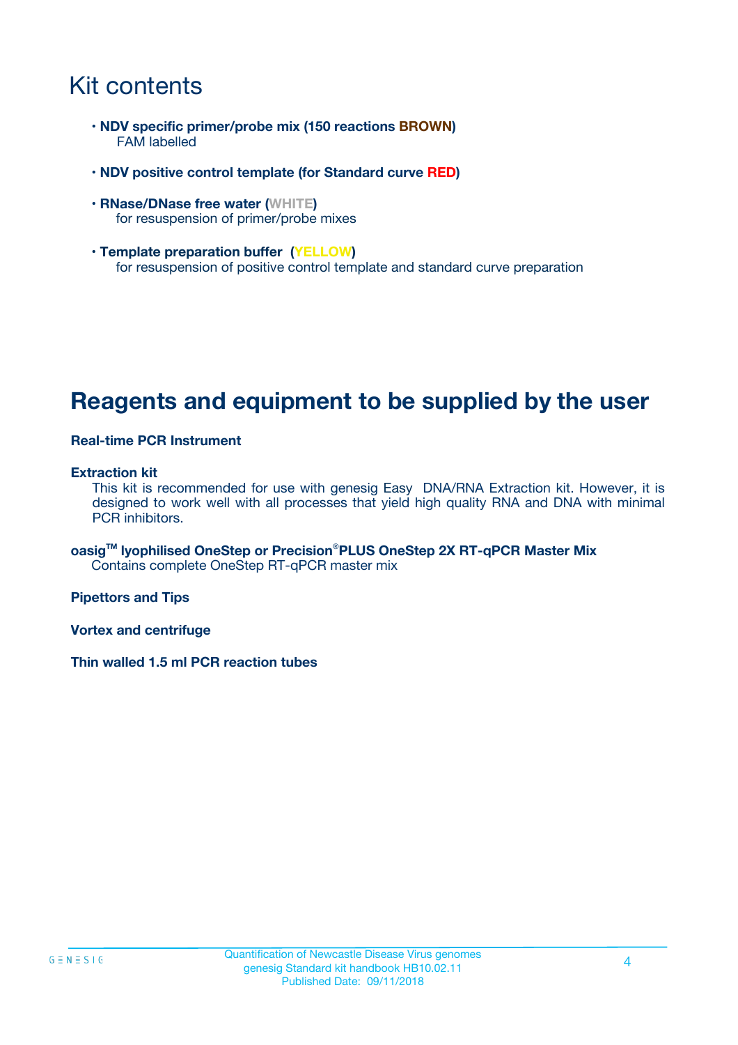# Kit contents

- **NDV specific primer/probe mix (150 reactions BROWN)**
  FAM labelled
- **NDV positive control template (for Standard curve RED)**
- **RNase/DNase free water (WHITE)**
  for resuspension of primer/probe mixes
- **Template preparation buffer (YELLOW)**
  for resuspension of positive control template and standard curve preparation

# Reagents and equipment to be supplied by the user

**Real-time PCR Instrument**

**Extraction kit**
This kit is recommended for use with genesig Easy DNA/RNA Extraction kit. However, it is designed to work well with all processes that yield high quality RNA and DNA with minimal PCR inhibitors.

**oasig™ lyophilised OneStep or Precision®PLUS OneStep 2X RT-qPCR Master Mix**
Contains complete OneStep RT-qPCR master mix

**Pipettors and Tips**

**Vortex and centrifuge**

**Thin walled 1.5 ml PCR reaction tubes**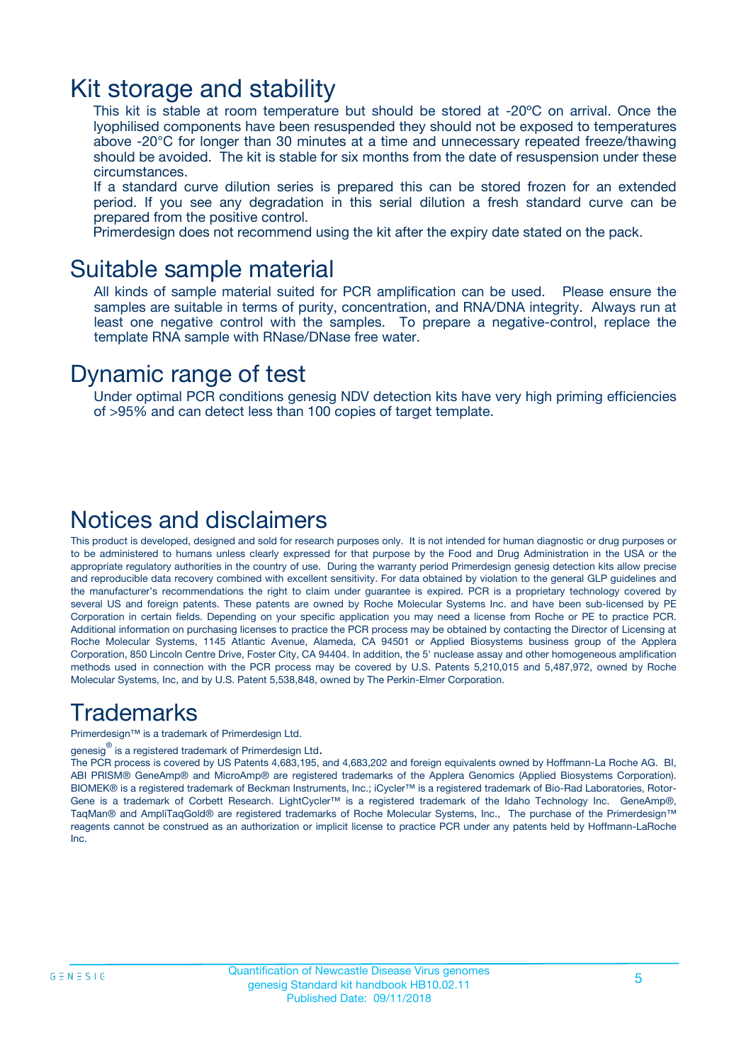# Kit storage and stability

This kit is stable at room temperature but should be stored at -20ºC on arrival. Once the lyophilised components have been resuspended they should not be exposed to temperatures above -20°C for longer than 30 minutes at a time and unnecessary repeated freeze/thawing should be avoided. The kit is stable for six months from the date of resuspension under these circumstances.

If a standard curve dilution series is prepared this can be stored frozen for an extended period. If you see any degradation in this serial dilution a fresh standard curve can be prepared from the positive control.

Primerdesign does not recommend using the kit after the expiry date stated on the pack.

# Suitable sample material

All kinds of sample material suited for PCR amplification can be used. Please ensure the samples are suitable in terms of purity, concentration, and RNA/DNA integrity. Always run at least one negative control with the samples. To prepare a negative-control, replace the template RNA sample with RNase/DNase free water.

# Dynamic range of test

Under optimal PCR conditions genesig NDV detection kits have very high priming efficiencies of >95% and can detect less than 100 copies of target template.

# Notices and disclaimers

This product is developed, designed and sold for research purposes only. It is not intended for human diagnostic or drug purposes or to be administered to humans unless clearly expressed for that purpose by the Food and Drug Administration in the USA or the appropriate regulatory authorities in the country of use. During the warranty period Primerdesign genesig detection kits allow precise and reproducible data recovery combined with excellent sensitivity. For data obtained by violation to the general GLP guidelines and the manufacturer's recommendations the right to claim under guarantee is expired. PCR is a proprietary technology covered by several US and foreign patents. These patents are owned by Roche Molecular Systems Inc. and have been sub-licensed by PE Corporation in certain fields. Depending on your specific application you may need a license from Roche or PE to practice PCR. Additional information on purchasing licenses to practice the PCR process may be obtained by contacting the Director of Licensing at Roche Molecular Systems, 1145 Atlantic Avenue, Alameda, CA 94501 or Applied Biosystems business group of the Applera Corporation, 850 Lincoln Centre Drive, Foster City, CA 94404. In addition, the 5' nuclease assay and other homogeneous amplification methods used in connection with the PCR process may be covered by U.S. Patents 5,210,015 and 5,487,972, owned by Roche Molecular Systems, Inc, and by U.S. Patent 5,538,848, owned by The Perkin-Elmer Corporation.

# Trademarks

Primerdesign™ is a trademark of Primerdesign Ltd.

genesig® is a registered trademark of Primerdesign Ltd.

The PCR process is covered by US Patents 4,683,195, and 4,683,202 and foreign equivalents owned by Hoffmann-La Roche AG. BI, ABI PRISM® GeneAmp® and MicroAmp® are registered trademarks of the Applera Genomics (Applied Biosystems Corporation). BIOMEK® is a registered trademark of Beckman Instruments, Inc.; iCycler™ is a registered trademark of Bio-Rad Laboratories, Rotor-Gene is a trademark of Corbett Research. LightCycler™ is a registered trademark of the Idaho Technology Inc. GeneAmp®, TaqMan® and AmpliTaqGold® are registered trademarks of Roche Molecular Systems, Inc., The purchase of the Primerdesign™ reagents cannot be construed as an authorization or implicit license to practice PCR under any patents held by Hoffmann-LaRoche Inc.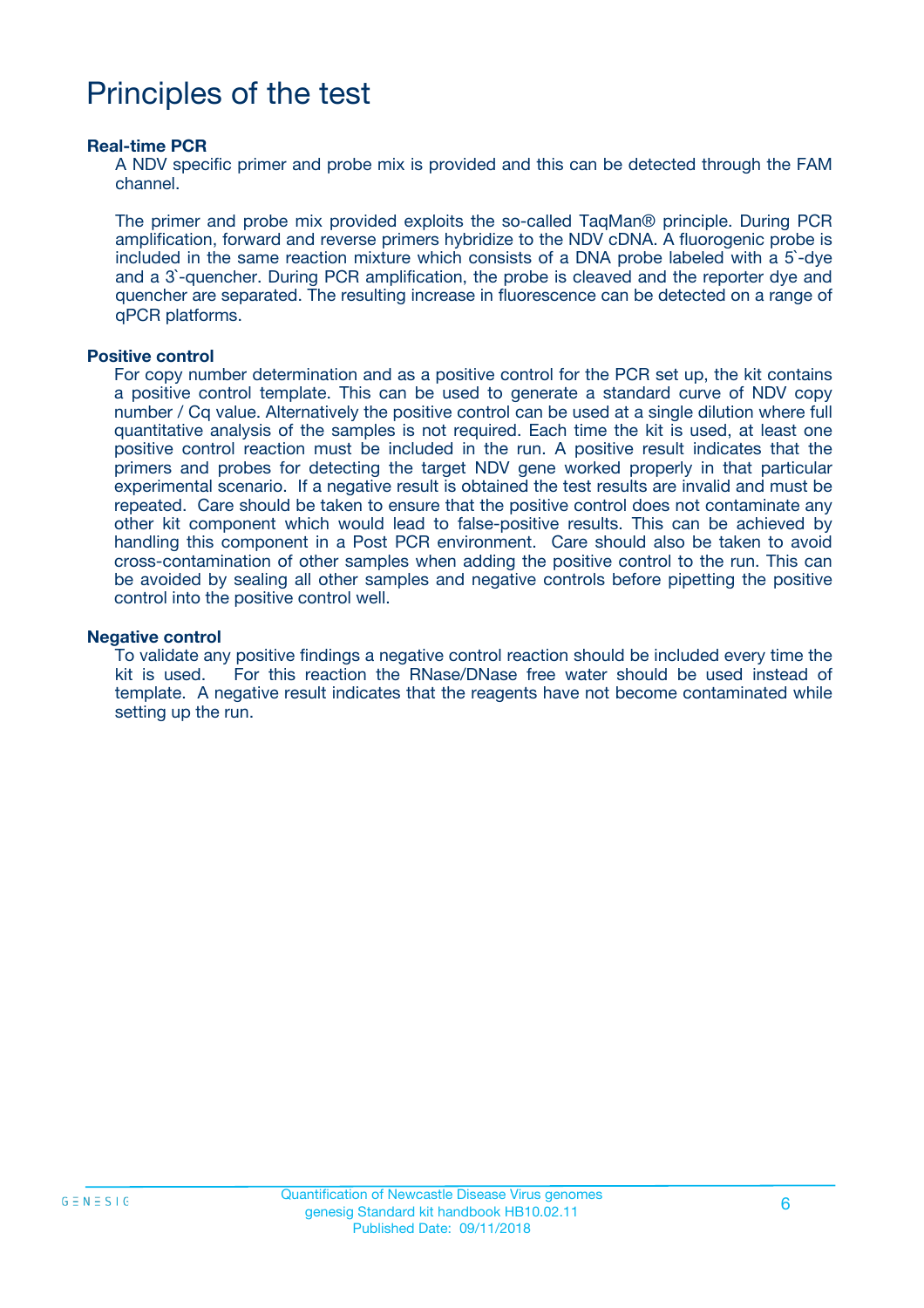# Principles of the test

**Real-time PCR**

A NDV specific primer and probe mix is provided and this can be detected through the FAM channel.

The primer and probe mix provided exploits the so-called TaqMan® principle. During PCR amplification, forward and reverse primers hybridize to the NDV cDNA. A fluorogenic probe is included in the same reaction mixture which consists of a DNA probe labeled with a 5`-dye and a 3`-quencher. During PCR amplification, the probe is cleaved and the reporter dye and quencher are separated. The resulting increase in fluorescence can be detected on a range of qPCR platforms.

**Positive control**

For copy number determination and as a positive control for the PCR set up, the kit contains a positive control template. This can be used to generate a standard curve of NDV copy number / Cq value. Alternatively the positive control can be used at a single dilution where full quantitative analysis of the samples is not required. Each time the kit is used, at least one positive control reaction must be included in the run. A positive result indicates that the primers and probes for detecting the target NDV gene worked properly in that particular experimental scenario. If a negative result is obtained the test results are invalid and must be repeated. Care should be taken to ensure that the positive control does not contaminate any other kit component which would lead to false-positive results. This can be achieved by handling this component in a Post PCR environment. Care should also be taken to avoid cross-contamination of other samples when adding the positive control to the run. This can be avoided by sealing all other samples and negative controls before pipetting the positive control into the positive control well.

**Negative control**

To validate any positive findings a negative control reaction should be included every time the kit is used. For this reaction the RNase/DNase free water should be used instead of template. A negative result indicates that the reagents have not become contaminated while setting up the run.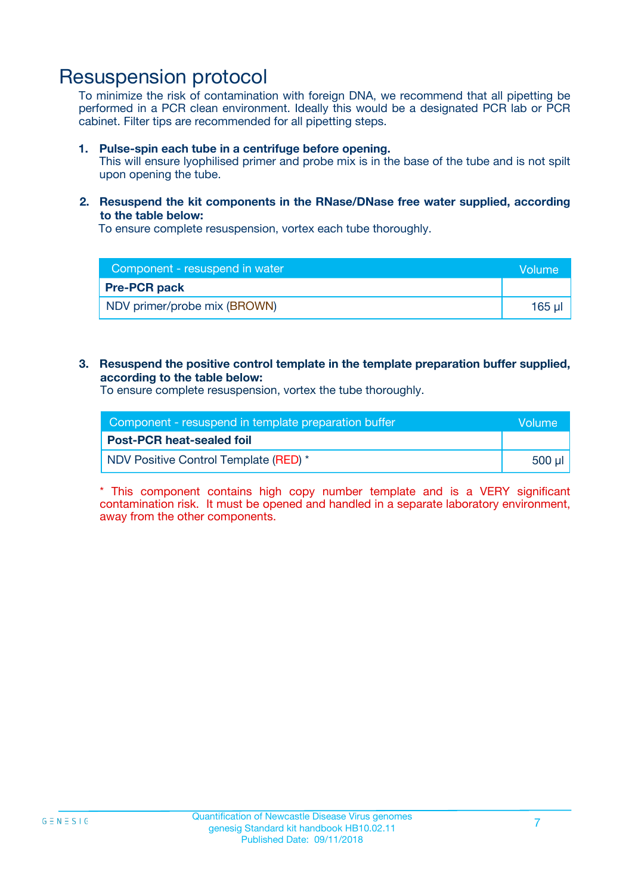# Resuspension protocol

To minimize the risk of contamination with foreign DNA, we recommend that all pipetting be performed in a PCR clean environment. Ideally this would be a designated PCR lab or PCR cabinet. Filter tips are recommended for all pipetting steps.

1. **Pulse-spin each tube in a centrifuge before opening.**
   This will ensure lyophilised primer and probe mix is in the base of the tube and is not spilt upon opening the tube.

2. **Resuspend the kit components in the RNase/DNase free water supplied, according to the table below:**
   To ensure complete resuspension, vortex each tube thoroughly.

| Component - resuspend in water | Volume |
|---|---|
| **Pre-PCR pack** | |
| NDV primer/probe mix (BROWN) | 165 µl |

3. **Resuspend the positive control template in the template preparation buffer supplied, according to the table below:**
   To ensure complete resuspension, vortex the tube thoroughly.

| Component - resuspend in template preparation buffer | Volume |
|---|---|
| **Post-PCR heat-sealed foil** | |
| NDV Positive Control Template (RED) * | 500 µl |

* This component contains high copy number template and is a VERY significant contamination risk. It must be opened and handled in a separate laboratory environment, away from the other components.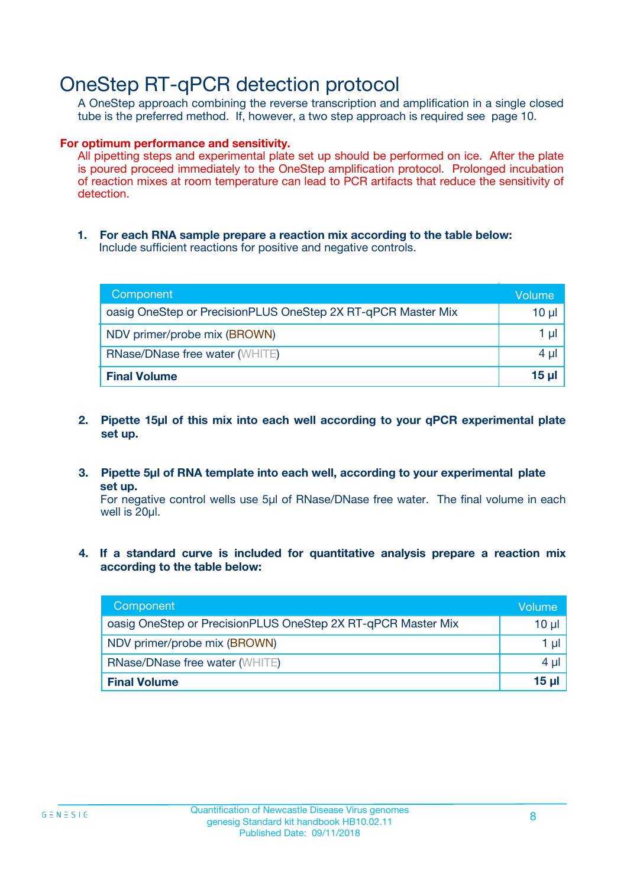# OneStep RT-qPCR detection protocol

A OneStep approach combining the reverse transcription and amplification in a single closed tube is the preferred method. If, however, a two step approach is required see page 10.

**For optimum performance and sensitivity.**

All pipetting steps and experimental plate set up should be performed on ice. After the plate is poured proceed immediately to the OneStep amplification protocol. Prolonged incubation of reaction mixes at room temperature can lead to PCR artifacts that reduce the sensitivity of detection.

1. **For each RNA sample prepare a reaction mix according to the table below:**
   Include sufficient reactions for positive and negative controls.

| Component | Volume |
|---|---|
| oasig OneStep or PrecisionPLUS OneStep 2X RT-qPCR Master Mix | 10 µl |
| NDV primer/probe mix (BROWN) | 1 µl |
| RNase/DNase free water (WHITE) | 4 µl |
| **Final Volume** | **15 µl** |

2. **Pipette 15µl of this mix into each well according to your qPCR experimental plate set up.**

3. **Pipette 5µl of RNA template into each well, according to your experimental plate set up.**
   For negative control wells use 5µl of RNase/DNase free water. The final volume in each well is 20µl.

4. **If a standard curve is included for quantitative analysis prepare a reaction mix according to the table below:**

| Component | Volume |
|---|---|
| oasig OneStep or PrecisionPLUS OneStep 2X RT-qPCR Master Mix | 10 µl |
| NDV primer/probe mix (BROWN) | 1 µl |
| RNase/DNase free water (WHITE) | 4 µl |
| **Final Volume** | **15 µl** |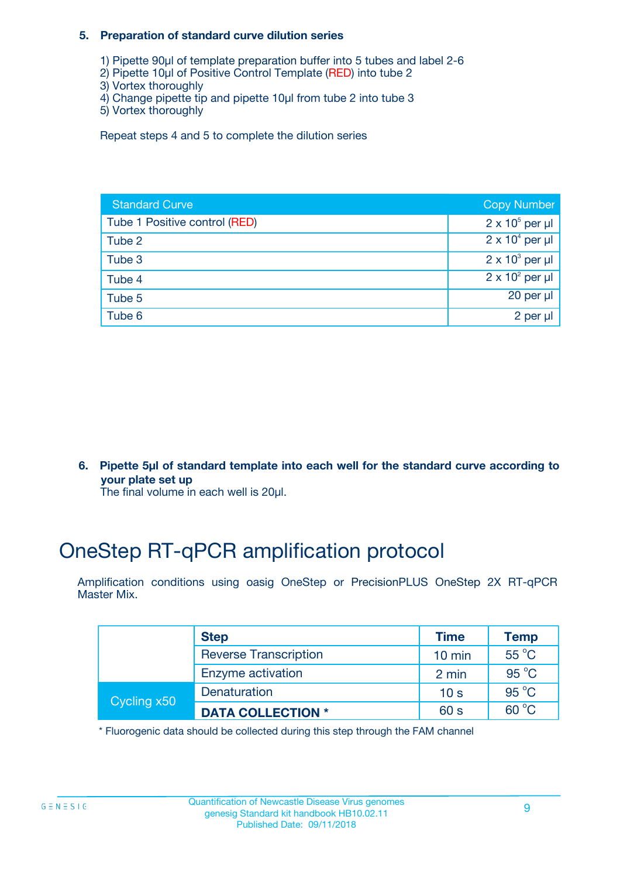### 5. Preparation of standard curve dilution series

1) Pipette 90µl of template preparation buffer into 5 tubes and label 2-6
2) Pipette 10µl of Positive Control Template (RED) into tube 2
3) Vortex thoroughly
4) Change pipette tip and pipette 10µl from tube 2 into tube 3
5) Vortex thoroughly

Repeat steps 4 and 5 to complete the dilution series

| Standard Curve | Copy Number |
|---|---|
| Tube 1 Positive control (RED) | $2 \times 10^5$ per µl |
| Tube 2 | $2 \times 10^4$ per µl |
| Tube 3 | $2 \times 10^3$ per µl |
| Tube 4 | $2 \times 10^2$ per µl |
| Tube 5 | 20 per µl |
| Tube 6 | 2 per µl |

### 6. Pipette 5µl of standard template into each well for the standard curve according to your plate set up

The final volume in each well is 20µl.

# OneStep RT-qPCR amplification protocol

Amplification conditions using oasig OneStep or PrecisionPLUS OneStep 2X RT-qPCR Master Mix.

| | Step | Time | Temp |
|---|---|---|---|
| | Reverse Transcription | 10 min | 55 °C |
| | Enzyme activation | 2 min | 95 °C |
| Cycling x50 | Denaturation | 10 s | 95 °C |
| | **DATA COLLECTION *** | 60 s | 60 °C |

* Fluorogenic data should be collected during this step through the FAM channel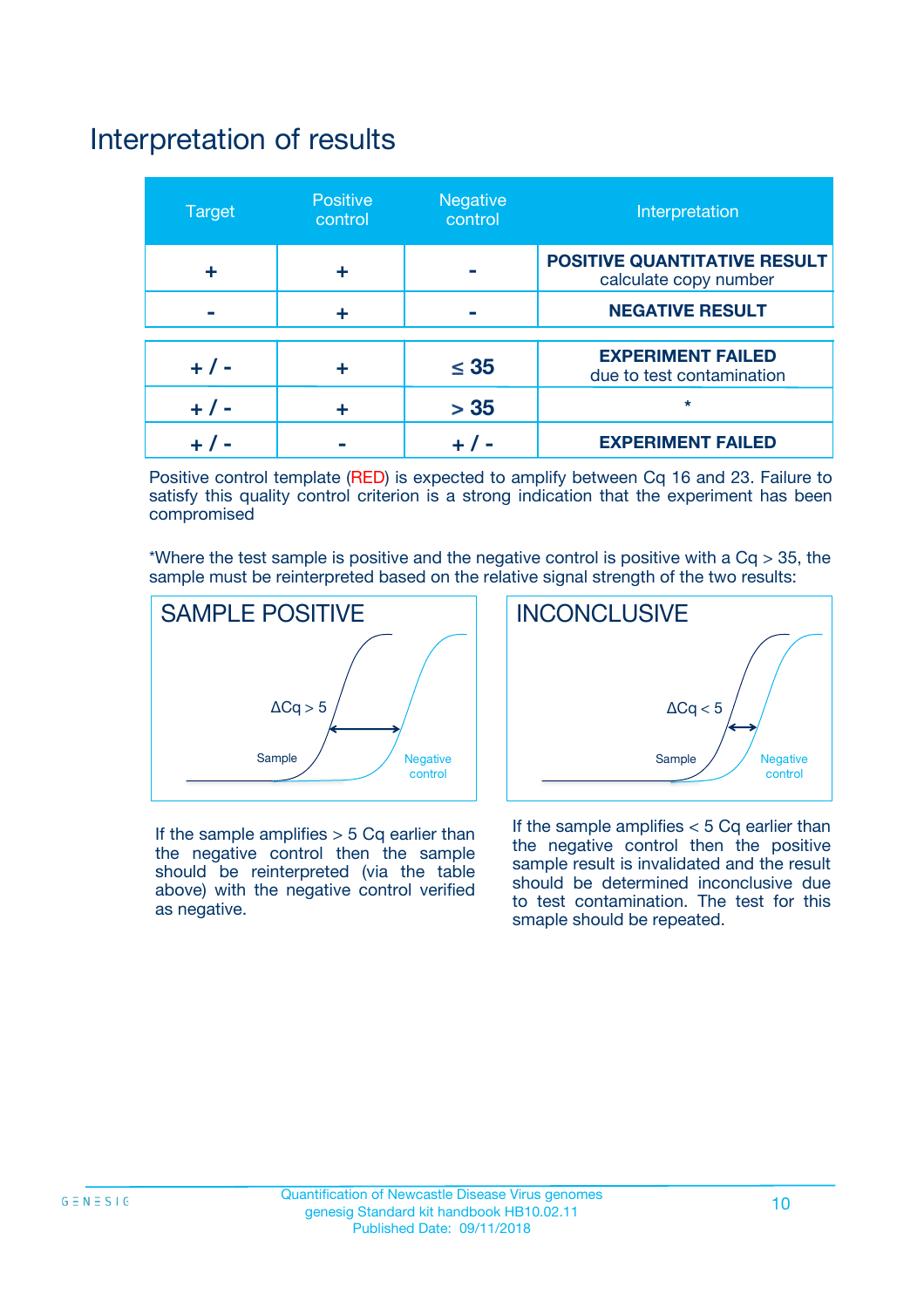# Interpretation of results

| Target | Positive control | Negative control | Interpretation |
|---|---|---|---|
| + | + | - | **POSITIVE QUANTITATIVE RESULT** calculate copy number |
| - | + | - | **NEGATIVE RESULT** |
| + / - | + | ≤ 35 | **EXPERIMENT FAILED** due to test contamination |
| + / - | + | > 35 | * |
| + / - | - | + / - | **EXPERIMENT FAILED** |

Positive control template (RED) is expected to amplify between Cq 16 and 23. Failure to satisfy this quality control criterion is a strong indication that the experiment has been compromised

*Where the test sample is positive and the negative control is positive with a Cq > 35, the sample must be reinterpreted based on the relative signal strength of the two results:

## SAMPLE POSITIVE

ΔCq > 5

Sample

Negative control

If the sample amplifies > 5 Cq earlier than the negative control then the sample should be reinterpreted (via the table above) with the negative control verified as negative.

## INCONCLUSIVE

ΔCq < 5

Sample

Negative control

If the sample amplifies < 5 Cq earlier than the negative control then the positive sample result is invalidated and the result should be determined inconclusive due to test contamination. The test for this smaple should be repeated.